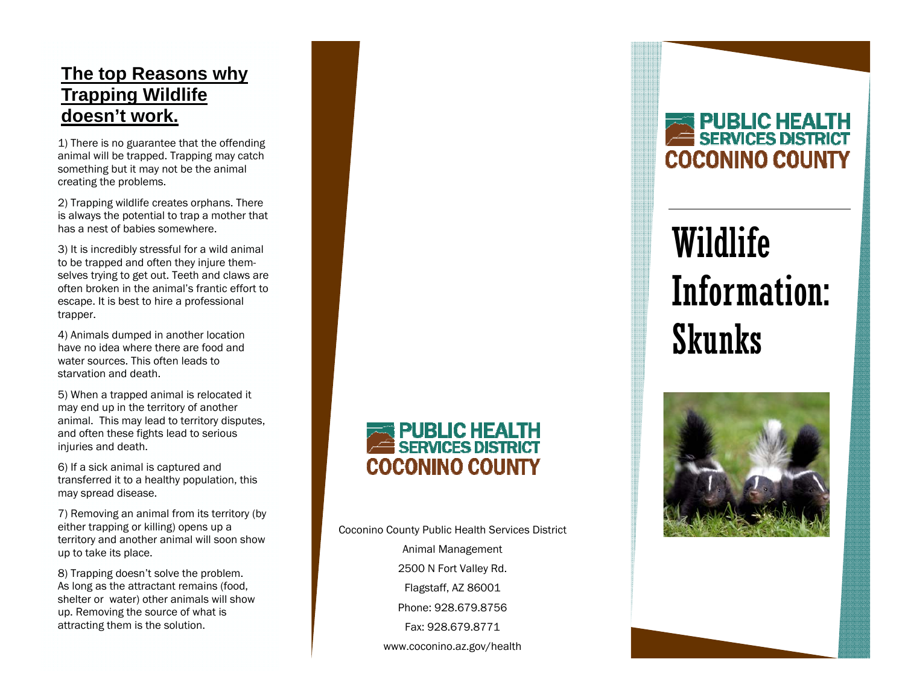## The top Reasons why Trapping Wildlife doesn't work.

1) There is no guarantee that the offending animal will be trapped. Trapping may catch something but it may not be the animal creating the problems.

2) Trapping wildlife creates orphans. There is always the potential to trap a mother that has a nest of babies somewhere.

3) It is incredibly stressful for a wild animal to be trapped and often they injure themselves trying to get out. Teeth and claws are often broken in the animal's frantic effort to escape. It is best to hire a professional trapper.

4) Animals dumped in another location have no idea where there are food and water sources. This often leads to starvation and death.

5) When a trapped animal is relocated it may end up in the territory of another animal. This may lead to territory disputes, and often these fights lead to serious injuries and death.

6) If a sick animal is captured and transferred it to a healthy population, this may spread disease.

7) Removing an animal from its territory (by either trapping or killing) opens up a territory and another animal will soon show up to take its place.

8) Trapping doesn't solve the problem. As long as the attractant remains (food, shelter or water) other animals will show up. Removing the source of what is attracting them is the solution.

PUBLIC HEALTH SERVICES DISTRICT
COCONINO COUNTY

Coconino County Public Health Services District
Animal Management
2500 N Fort Valley Rd.
Flagstaff, AZ 86001
Phone: 928.679.8756
Fax: 928.679.8771
www.coconino.az.gov/health

PUBLIC HEALTH SERVICES DISTRICT
COCONINO COUNTY

# Wildlife Information: Skunks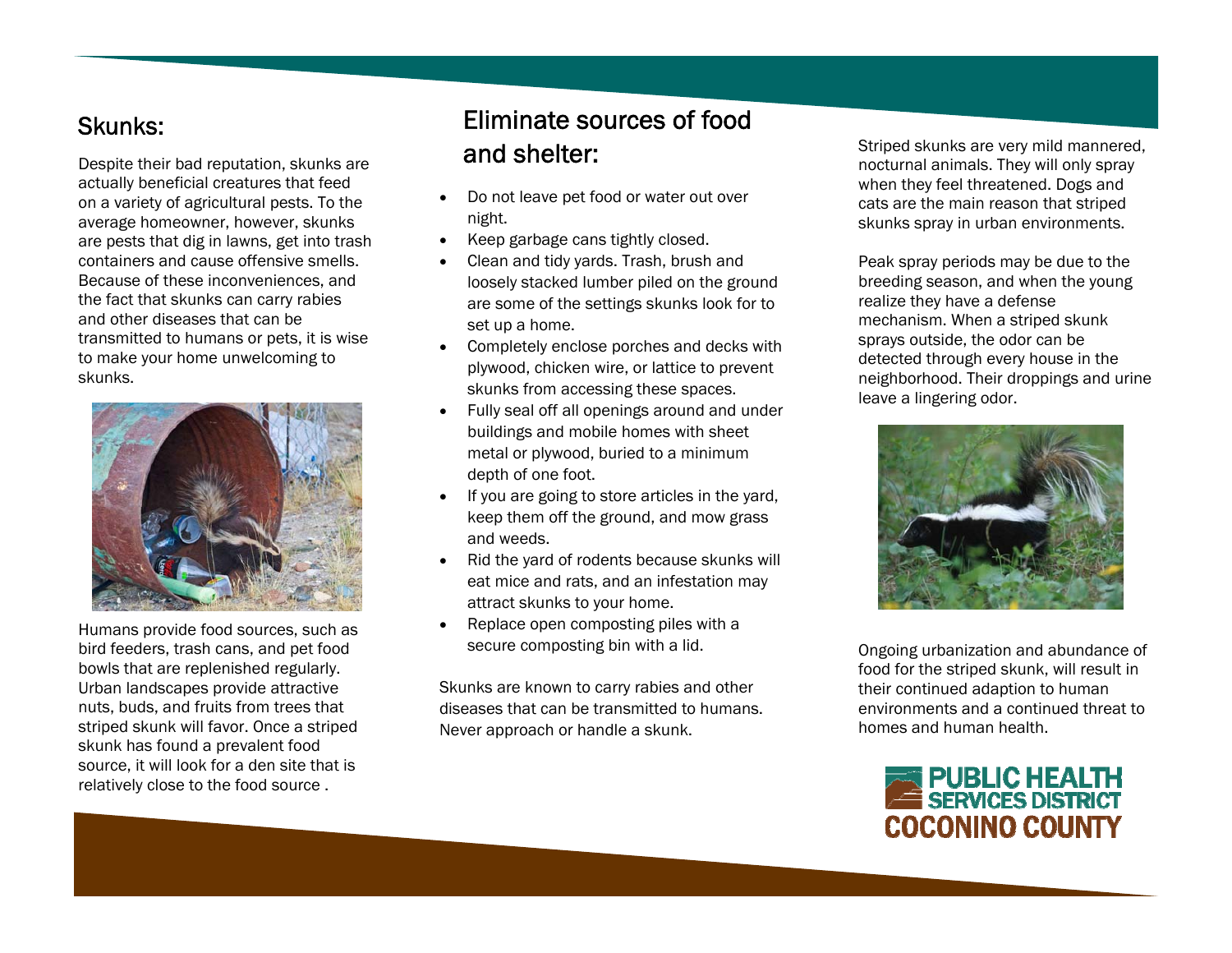## Skunks:

Despite their bad reputation, skunks are actually beneficial creatures that feed on a variety of agricultural pests. To the average homeowner, however, skunks are pests that dig in lawns, get into trash containers and cause offensive smells. Because of these inconveniences, and the fact that skunks can carry rabies and other diseases that can be transmitted to humans or pets, it is wise to make your home unwelcoming to skunks.

Humans provide food sources, such as bird feeders, trash cans, and pet food bowls that are replenished regularly. Urban landscapes provide attractive nuts, buds, and fruits from trees that striped skunk will favor. Once a striped skunk has found a prevalent food source, it will look for a den site that is relatively close to the food source .

## Eliminate sources of food and shelter:

- Do not leave pet food or water out over night.
- Keep garbage cans tightly closed.
- Clean and tidy yards. Trash, brush and loosely stacked lumber piled on the ground are some of the settings skunks look for to set up a home.
- Completely enclose porches and decks with plywood, chicken wire, or lattice to prevent skunks from accessing these spaces.
- Fully seal off all openings around and under buildings and mobile homes with sheet metal or plywood, buried to a minimum depth of one foot.
- If you are going to store articles in the yard, keep them off the ground, and mow grass and weeds.
- Rid the yard of rodents because skunks will eat mice and rats, and an infestation may attract skunks to your home.
- Replace open composting piles with a secure composting bin with a lid.

Skunks are known to carry rabies and other diseases that can be transmitted to humans. Never approach or handle a skunk.

Striped skunks are very mild mannered, nocturnal animals. They will only spray when they feel threatened. Dogs and cats are the main reason that striped skunks spray in urban environments.

Peak spray periods may be due to the breeding season, and when the young realize they have a defense mechanism. When a striped skunk sprays outside, the odor can be detected through every house in the neighborhood. Their droppings and urine leave a lingering odor.

Ongoing urbanization and abundance of food for the striped skunk, will result in their continued adaption to human environments and a continued threat to homes and human health.

PUBLIC HEALTH SERVICES DISTRICT
COCONINO COUNTY